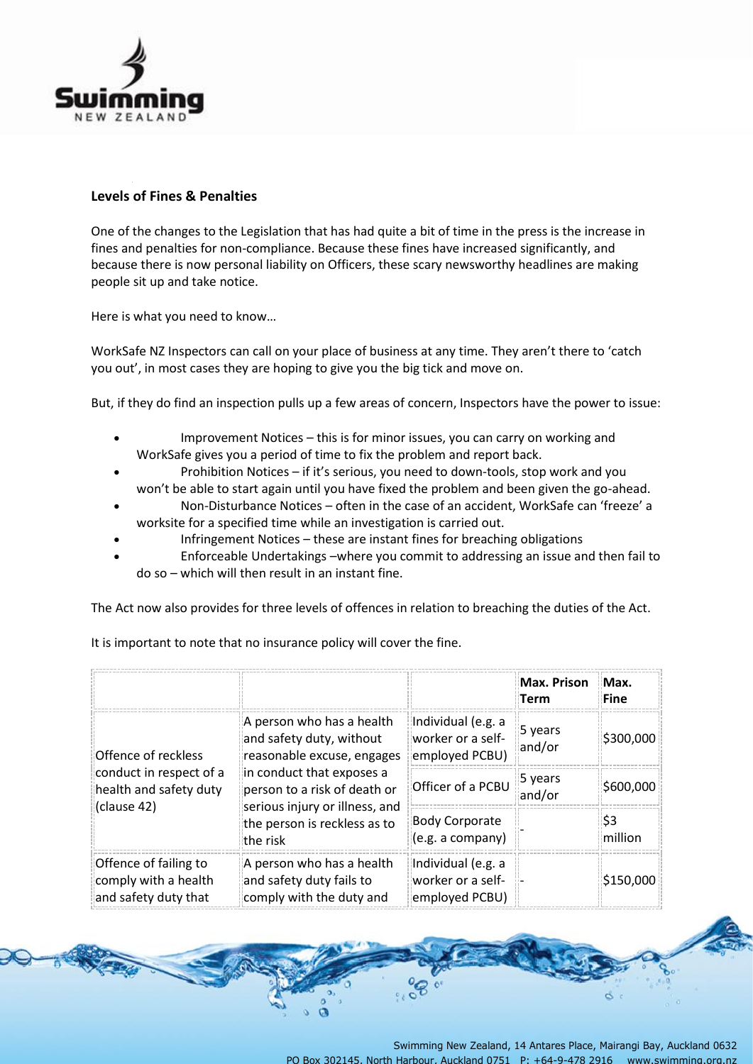## Levels of Fines & Penalties

One of the changes to the Legislation that has had quite a bit of time in the press is the increase in fines and penalties for non-compliance. Because these fines have increased significantly, and because there is now personal liability on Officers, these scary newsworthy headlines are making people sit up and take notice.

Here is what you need to know…

WorkSafe NZ Inspectors can call on your place of business at any time. They aren't there to 'catch you out', in most cases they are hoping to give you the big tick and move on.

But, if they do find an inspection pulls up a few areas of concern, Inspectors have the power to issue:

- Improvement Notices – this is for minor issues, you can carry on working and WorkSafe gives you a period of time to fix the problem and report back.
- Prohibition Notices – if it's serious, you need to down-tools, stop work and you won't be able to start again until you have fixed the problem and been given the go-ahead.
- Non-Disturbance Notices – often in the case of an accident, WorkSafe can 'freeze' a worksite for a specified time while an investigation is carried out.
- Infringement Notices – these are instant fines for breaching obligations
- Enforceable Undertakings –where you commit to addressing an issue and then fail to do so – which will then result in an instant fine.

The Act now also provides for three levels of offences in relation to breaching the duties of the Act.

It is important to note that no insurance policy will cover the fine.

| | | | **Max. Prison Term** | **Max. Fine** |
|---|---|---|---|---|
| Offence of reckless conduct in respect of a health and safety duty (clause 42) | A person who has a health and safety duty, without reasonable excuse, engages in conduct that exposes a person to a risk of death or serious injury or illness, and the person is reckless as to the risk | Individual (e.g. a worker or a self-employed PCBU) | 5 years and/or | $300,000 |
| | | Officer of a PCBU | 5 years and/or | $600,000 |
| | | Body Corporate (e.g. a company) | - | $3 million |
| Offence of failing to comply with a health and safety duty that | A person who has a health and safety duty fails to comply with the duty and | Individual (e.g. a worker or a self-employed PCBU) | - | $150,000 |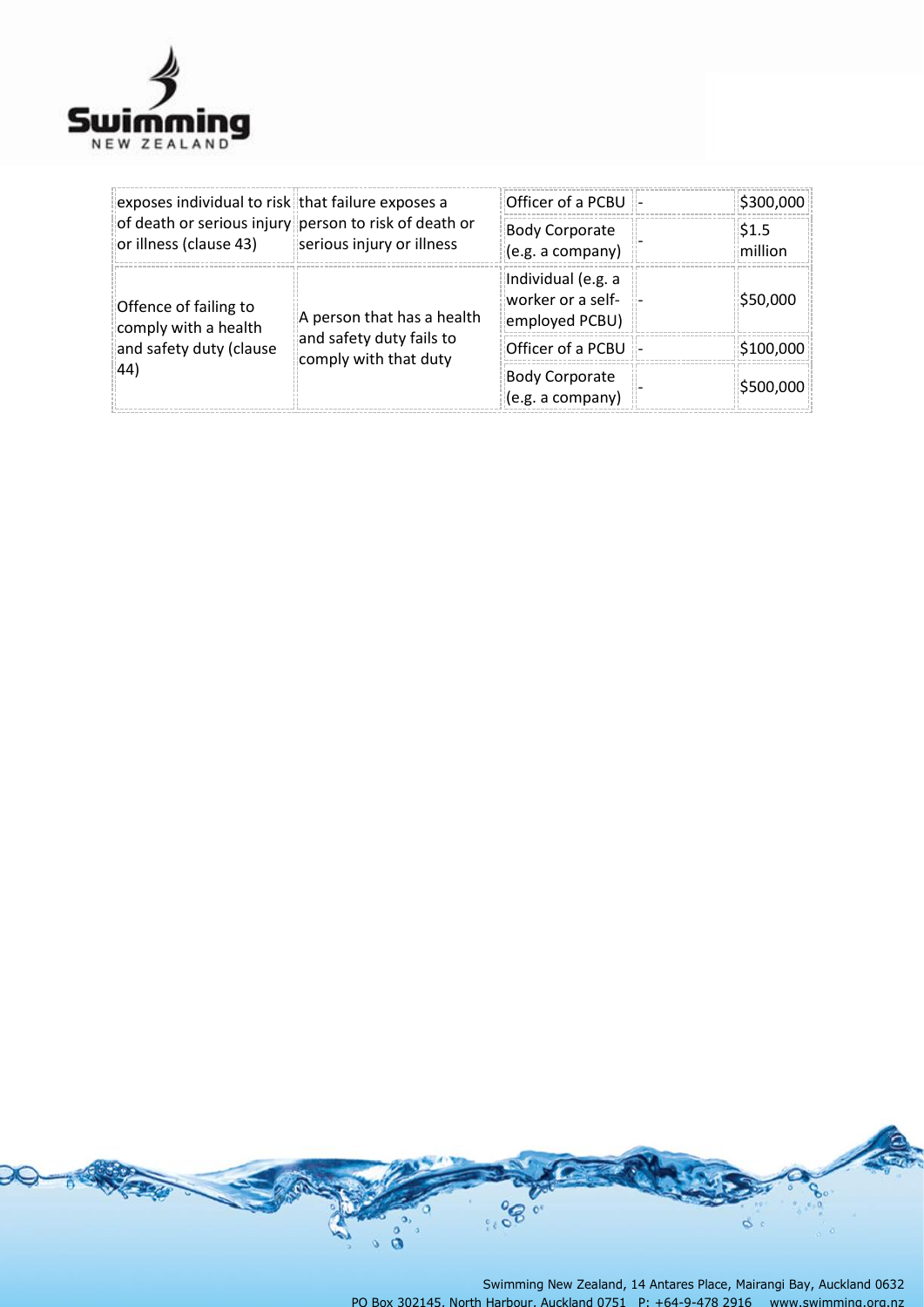| | | | | |
|---|---|---|---|---|
| exposes individual to risk of death or serious injury or illness (clause 43) | that failure exposes a person to risk of death or serious injury or illness | Officer of a PCBU | - | $300,000 |
| | | Body Corporate (e.g. a company) | - | $1.5 million |
| Offence of failing to comply with a health and safety duty (clause 44) | A person that has a health and safety duty fails to comply with that duty | Individual (e.g. a worker or a self-employed PCBU) | - | $50,000 |
| | | Officer of a PCBU | - | $100,000 |
| | | Body Corporate (e.g. a company) | - | $500,000 |